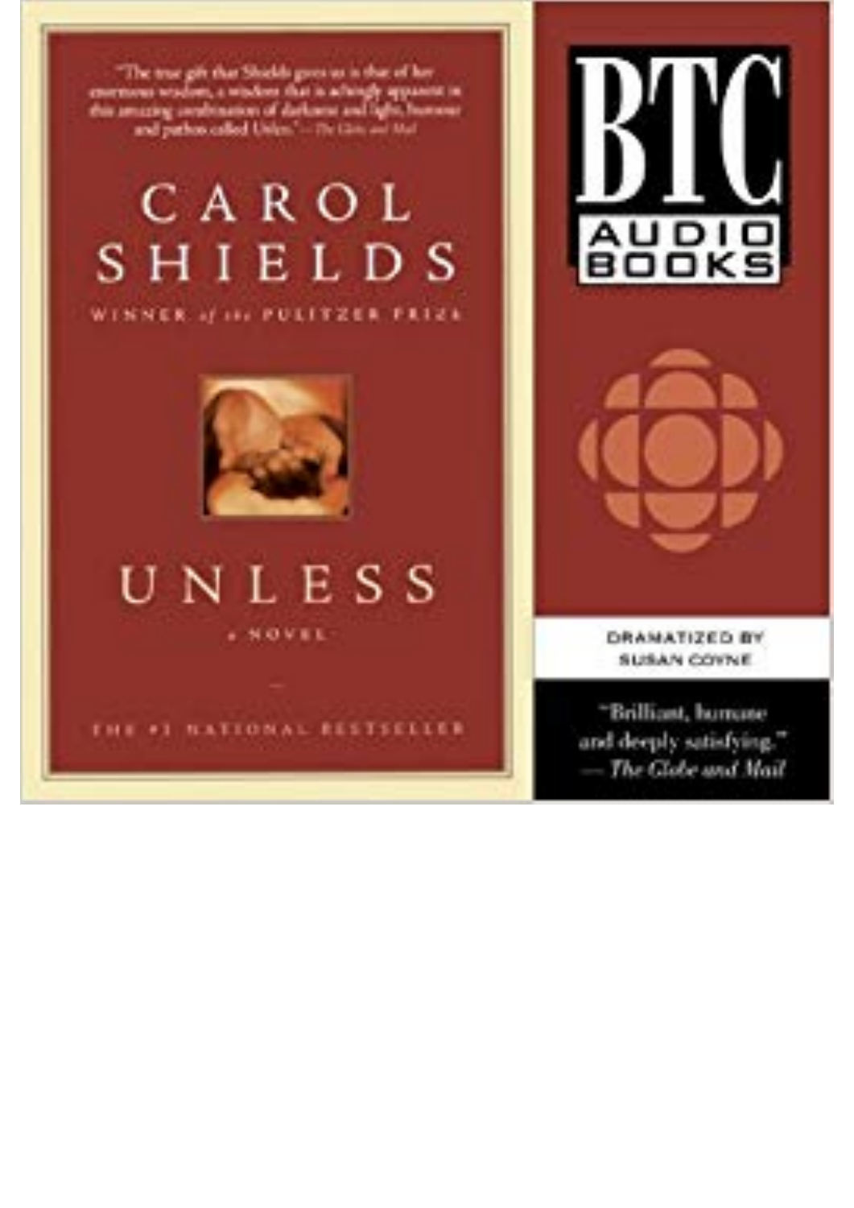"The true gift that Shields gives us is that of her enormous wisdom, a wisdom that is achingly apparent in this amazing combination of darkness and light, humour and pathos called Unless." — The Globe and Mail

# CAROL SHIELDS

WINNER of the PULITZER PRIZE

# UNLESS

a NOVEL

THE #1 NATIONAL BESTSELLER

BTC AUDIO BOOKS

DRAMATIZED BY SUSAN COYNE

"Brilliant, humane and deeply satisfying." — *The Globe and Mail*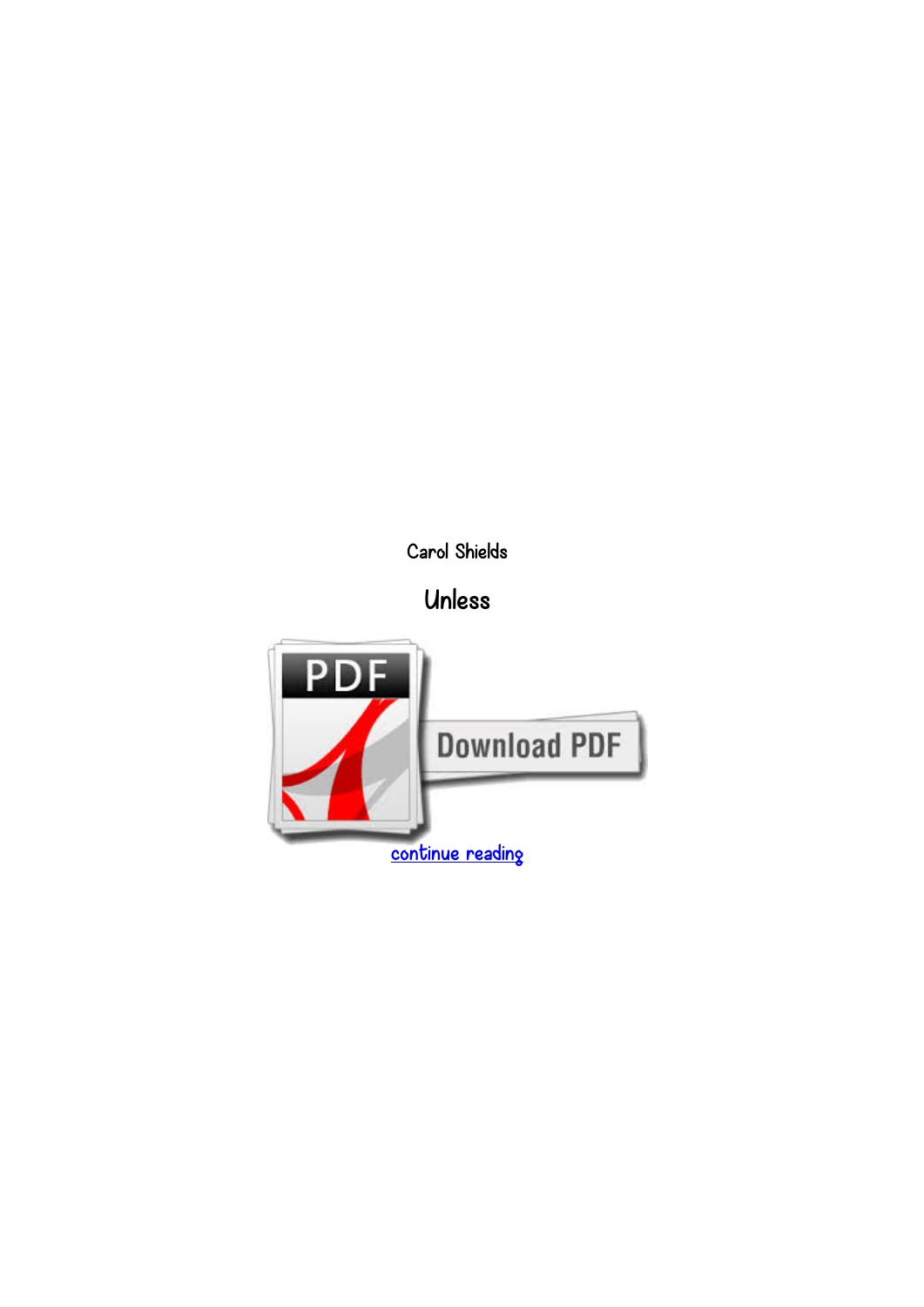Carol Shields

# Unless

continue reading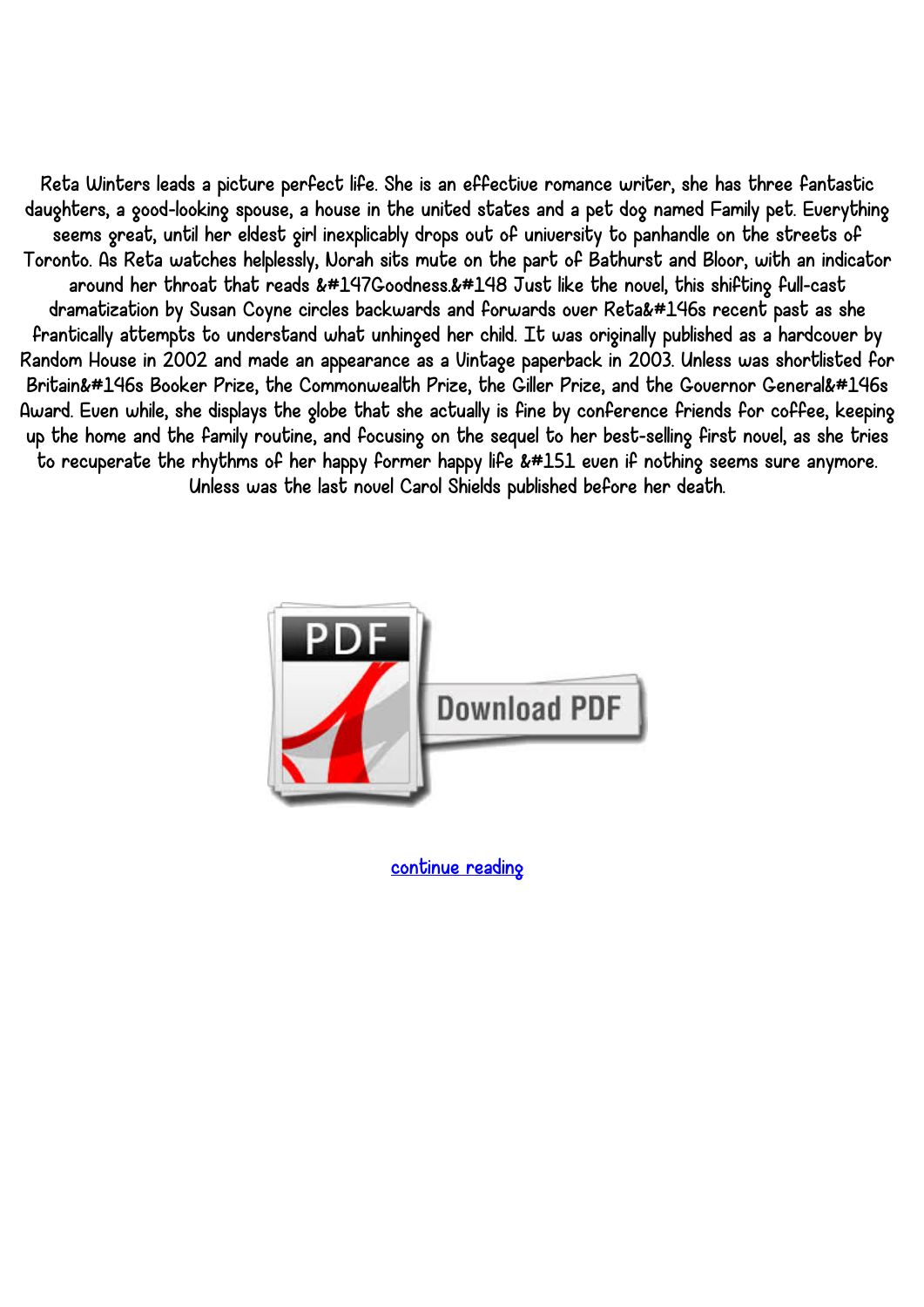Reta Winters leads a picture perfect life. She is an effective romance writer, she has three fantastic daughters, a good-looking spouse, a house in the united states and a pet dog named Family pet. Everything seems great, until her eldest girl inexplicably drops out of university to panhandle on the streets of Toronto. As Reta watches helplessly, Norah sits mute on the part of Bathurst and Bloor, with an indicator around her throat that reads &#147Goodness.&#148 Just like the novel, this shifting full-cast dramatization by Susan Coyne circles backwards and forwards over Reta&#146s recent past as she frantically attempts to understand what unhinged her child. It was originally published as a hardcover by Random House in 2002 and made an appearance as a Vintage paperback in 2003. Unless was shortlisted for Britain&#146s Booker Prize, the Commonwealth Prize, the Giller Prize, and the Governor General&#146s Award. Even while, she displays the globe that she actually is fine by conference friends for coffee, keeping up the home and the family routine, and focusing on the sequel to her best-selling first novel, as she tries to recuperate the rhythms of her happy former happy life &#151 even if nothing seems sure anymore. Unless was the last novel Carol Shields published before her death.

Download PDF

continue reading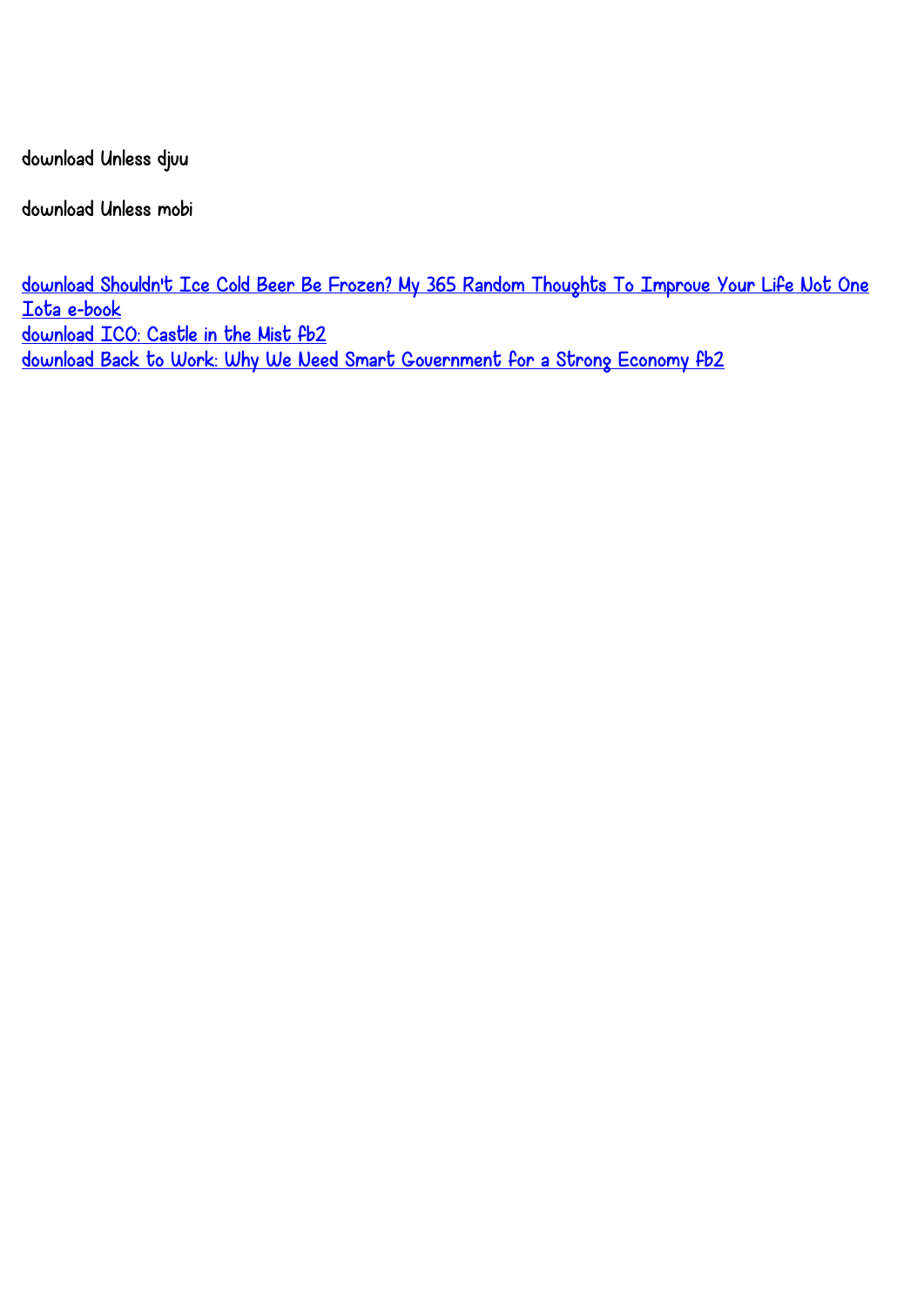download Unless djvu

download Unless mobi

download Shouldn't Ice Cold Beer Be Frozen? My 365 Random Thoughts To Improve Your Life Not One Iota e-book
download ICO: Castle in the Mist fb2
download Back to Work: Why We Need Smart Government for a Strong Economy fb2